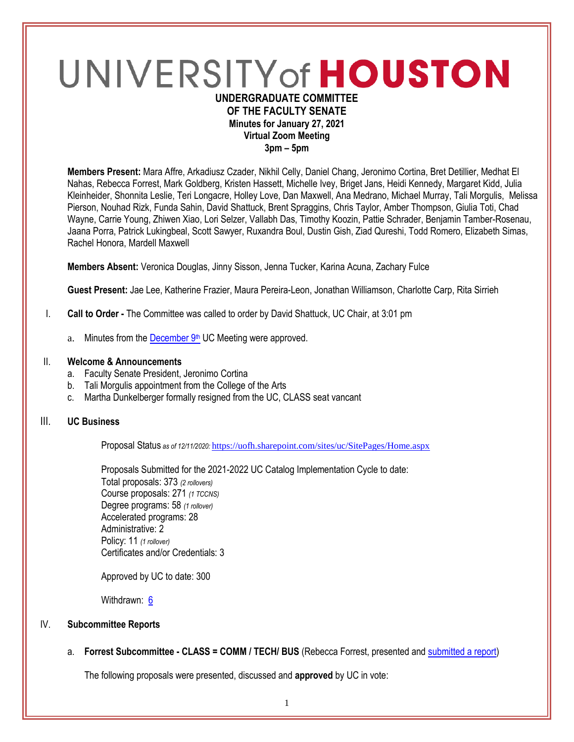# UNIVERSITY of HOUSTON

**UNDERGRADUATE COMMITTEE**
**OF THE FACULTY SENATE**
**Minutes for January 27, 2021**
**Virtual Zoom Meeting**
**3pm – 5pm**

**Members Present:** Mara Affre, Arkadiusz Czader, Nikhil Celly, Daniel Chang, Jeronimo Cortina, Bret Detillier, Medhat El Nahas, Rebecca Forrest, Mark Goldberg, Kristen Hassett, Michelle Ivey, Briget Jans, Heidi Kennedy, Margaret Kidd, Julia Kleinheider, Shonnita Leslie, Teri Longacre, Holley Love, Dan Maxwell, Ana Medrano, Michael Murray, Tali Morgulis, Melissa Pierson, Nouhad Rizk, Funda Sahin, David Shattuck, Brent Spraggins, Chris Taylor, Amber Thompson, Giulia Toti, Chad Wayne, Carrie Young, Zhiwen Xiao, Lori Selzer, Vallabh Das, Timothy Koozin, Pattie Schrader, Benjamin Tamber-Rosenau, Jaana Porra, Patrick Lukingbeal, Scott Sawyer, Ruxandra Boul, Dustin Gish, Ziad Qureshi, Todd Romero, Elizabeth Simas, Rachel Honora, Mardell Maxwell

**Members Absent:** Veronica Douglas, Jinny Sisson, Jenna Tucker, Karina Acuna, Zachary Fulce

**Guest Present:** Jae Lee, Katherine Frazier, Maura Pereira-Leon, Jonathan Williamson, Charlotte Carp, Rita Sirrieh

I. **Call to Order -** The Committee was called to order by David Shattuck, UC Chair, at 3:01 pm

   a. Minutes from the December 9th UC Meeting were approved.

II. **Welcome & Announcements**
   a. Faculty Senate President, Jeronimo Cortina
   b. Tali Morgulis appointment from the College of the Arts
   c. Martha Dunkelberger formally resigned from the UC, CLASS seat vancant

III. **UC Business**

   Proposal Status *as of 12/11/2020:* https://uofh.sharepoint.com/sites/uc/SitePages/Home.aspx

   Proposals Submitted for the 2021-2022 UC Catalog Implementation Cycle to date:
   Total proposals: 373 *(2 rollovers)*
   Course proposals: 271 *(1 TCCNS)*
   Degree programs: 58 *(1 rollover)*
   Accelerated programs: 28
   Administrative: 2
   Policy: 11 *(1 rollover)*
   Certificates and/or Credentials: 3

   Approved by UC to date: 300

   Withdrawn: 6

IV. **Subcommittee Reports**

   a. **Forrest Subcommittee - CLASS = COMM / TECH/ BUS** (Rebecca Forrest, presented and submitted a report)

   The following proposals were presented, discussed and **approved** by UC in vote: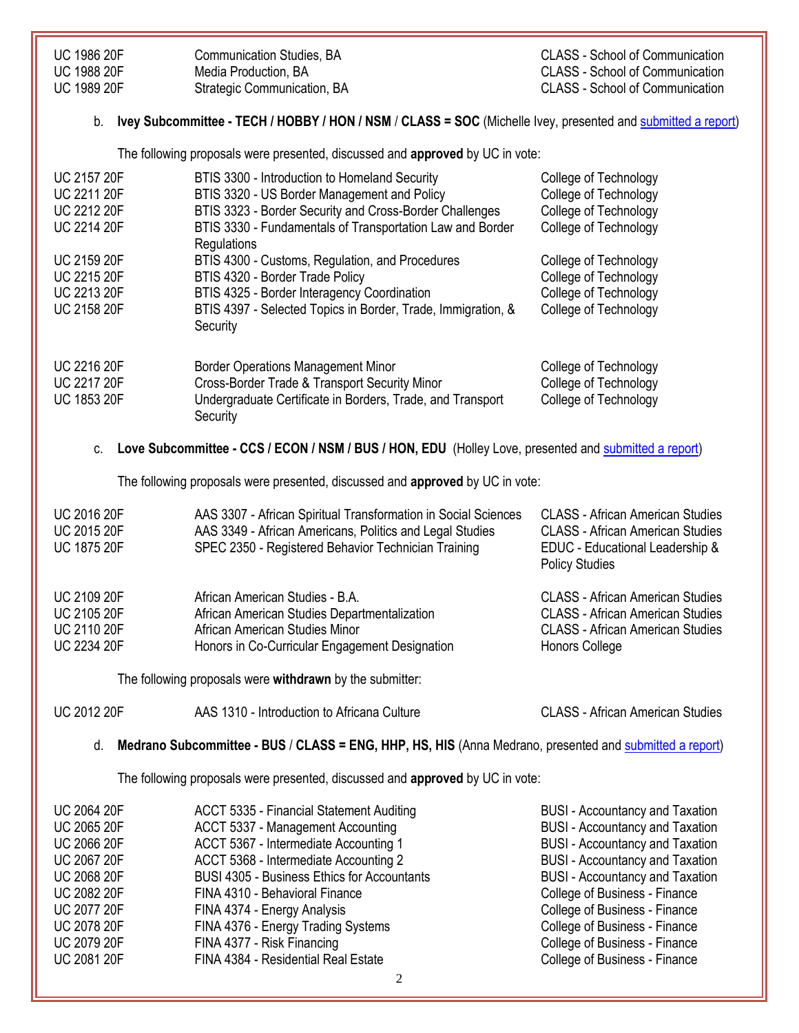| | | |
|---|---|---|
| UC 1986 20F | Communication Studies, BA | CLASS - School of Communication |
| UC 1988 20F | Media Production, BA | CLASS - School of Communication |
| UC 1989 20F | Strategic Communication, BA | CLASS - School of Communication |

b. **Ivey Subcommittee - TECH / HOBBY / HON / NSM / CLASS = SOC** (Michelle Ivey, presented and submitted a report)

The following proposals were presented, discussed and **approved** by UC in vote:

| | | |
|---|---|---|
| UC 2157 20F | BTIS 3300 - Introduction to Homeland Security | College of Technology |
| UC 2211 20F | BTIS 3320 - US Border Management and Policy | College of Technology |
| UC 2212 20F | BTIS 3323 - Border Security and Cross-Border Challenges | College of Technology |
| UC 2214 20F | BTIS 3330 - Fundamentals of Transportation Law and Border Regulations | College of Technology |
| UC 2159 20F | BTIS 4300 - Customs, Regulation, and Procedures | College of Technology |
| UC 2215 20F | BTIS 4320 - Border Trade Policy | College of Technology |
| UC 2213 20F | BTIS 4325 - Border Interagency Coordination | College of Technology |
| UC 2158 20F | BTIS 4397 - Selected Topics in Border, Trade, Immigration, & Security | College of Technology |
| UC 2216 20F | Border Operations Management Minor | College of Technology |
| UC 2217 20F | Cross-Border Trade & Transport Security Minor | College of Technology |
| UC 1853 20F | Undergraduate Certificate in Borders, Trade, and Transport Security | College of Technology |

c. **Love Subcommittee - CCS / ECON / NSM / BUS / HON, EDU** (Holley Love, presented and submitted a report)

The following proposals were presented, discussed and **approved** by UC in vote:

| | | |
|---|---|---|
| UC 2016 20F | AAS 3307 - African Spiritual Transformation in Social Sciences | CLASS - African American Studies |
| UC 2015 20F | AAS 3349 - African Americans, Politics and Legal Studies | CLASS - African American Studies |
| UC 1875 20F | SPEC 2350 - Registered Behavior Technician Training | EDUC - Educational Leadership & Policy Studies |
| UC 2109 20F | African American Studies - B.A. | CLASS - African American Studies |
| UC 2105 20F | African American Studies Departmentalization | CLASS - African American Studies |
| UC 2110 20F | African American Studies Minor | CLASS - African American Studies |
| UC 2234 20F | Honors in Co-Curricular Engagement Designation | Honors College |

The following proposals were **withdrawn** by the submitter:

| | | |
|---|---|---|
| UC 2012 20F | AAS 1310 - Introduction to Africana Culture | CLASS - African American Studies |

d. **Medrano Subcommittee - BUS / CLASS = ENG, HHP, HS, HIS** (Anna Medrano, presented and submitted a report)

The following proposals were presented, discussed and **approved** by UC in vote:

| | | |
|---|---|---|
| UC 2064 20F | ACCT 5335 - Financial Statement Auditing | BUSI - Accountancy and Taxation |
| UC 2065 20F | ACCT 5337 - Management Accounting | BUSI - Accountancy and Taxation |
| UC 2066 20F | ACCT 5367 - Intermediate Accounting 1 | BUSI - Accountancy and Taxation |
| UC 2067 20F | ACCT 5368 - Intermediate Accounting 2 | BUSI - Accountancy and Taxation |
| UC 2068 20F | BUSI 4305 - Business Ethics for Accountants | BUSI - Accountancy and Taxation |
| UC 2082 20F | FINA 4310 - Behavioral Finance | College of Business - Finance |
| UC 2077 20F | FINA 4374 - Energy Analysis | College of Business - Finance |
| UC 2078 20F | FINA 4376 - Energy Trading Systems | College of Business - Finance |
| UC 2079 20F | FINA 4377 - Risk Financing | College of Business - Finance |
| UC 2081 20F | FINA 4384 - Residential Real Estate | College of Business - Finance |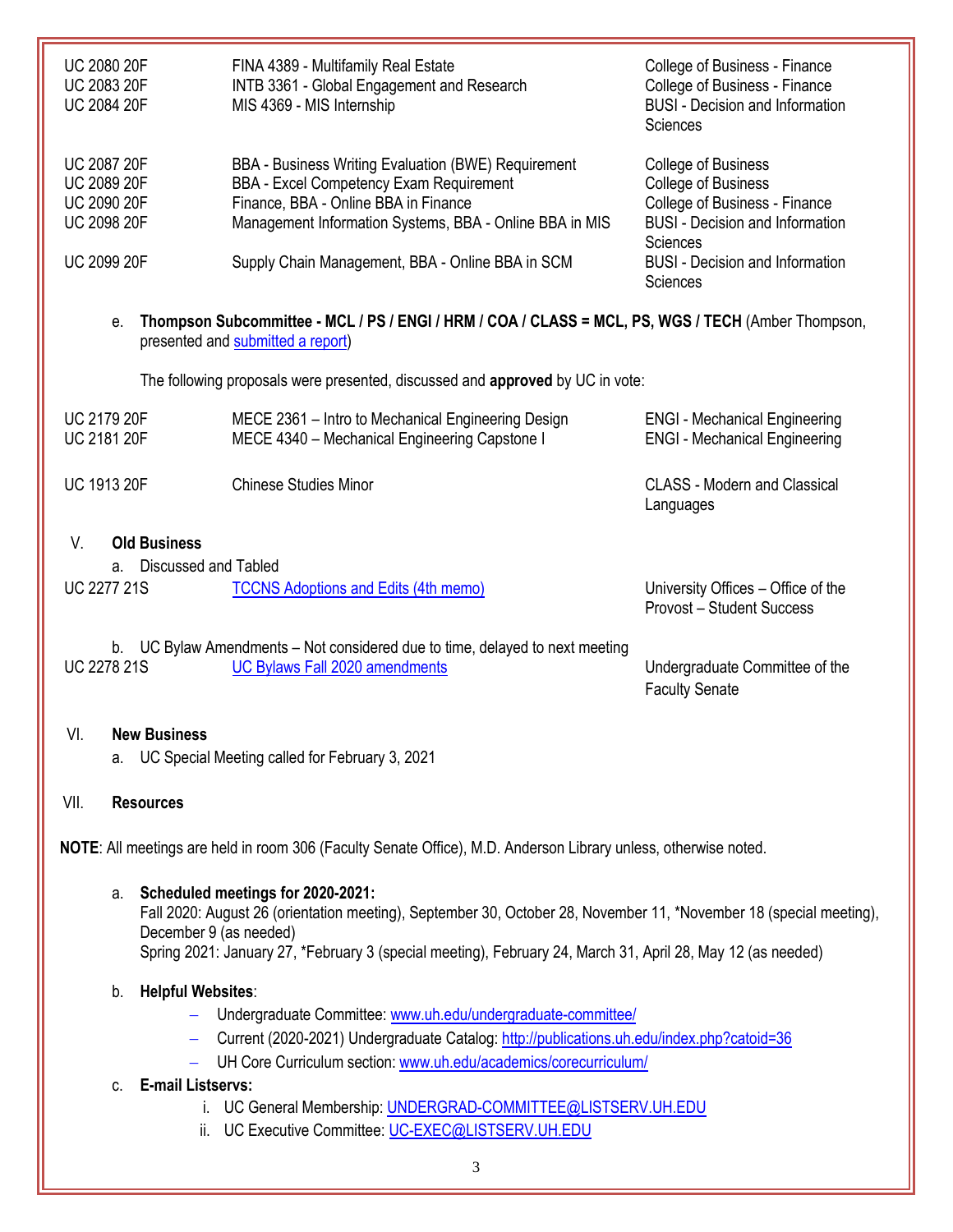| | | |
|---|---|---|
| UC 2080 20F | FINA 4389 - Multifamily Real Estate | College of Business - Finance |
| UC 2083 20F | INTB 3361 - Global Engagement and Research | College of Business - Finance |
| UC 2084 20F | MIS 4369 - MIS Internship | BUSI - Decision and Information Sciences |
| UC 2087 20F | BBA - Business Writing Evaluation (BWE) Requirement | College of Business |
| UC 2089 20F | BBA - Excel Competency Exam Requirement | College of Business |
| UC 2090 20F | Finance, BBA - Online BBA in Finance | College of Business - Finance |
| UC 2098 20F | Management Information Systems, BBA - Online BBA in MIS | BUSI - Decision and Information Sciences |
| UC 2099 20F | Supply Chain Management, BBA - Online BBA in SCM | BUSI - Decision and Information Sciences |

e. **Thompson Subcommittee - MCL / PS / ENGI / HRM / COA / CLASS = MCL, PS, WGS / TECH** (Amber Thompson, presented and submitted a report)

The following proposals were presented, discussed and **approved** by UC in vote:

| | | |
|---|---|---|
| UC 2179 20F | MECE 2361 – Intro to Mechanical Engineering Design | ENGI - Mechanical Engineering |
| UC 2181 20F | MECE 4340 – Mechanical Engineering Capstone I | ENGI - Mechanical Engineering |
| UC 1913 20F | Chinese Studies Minor | CLASS - Modern and Classical Languages |

## V. Old Business

a. Discussed and Tabled

| | | |
|---|---|---|
| UC 2277 21S | TCCNS Adoptions and Edits (4th memo) | University Offices – Office of the Provost – Student Success |

b. UC Bylaw Amendments – Not considered due to time, delayed to next meeting

| | | |
|---|---|---|
| UC 2278 21S | UC Bylaws Fall 2020 amendments | Undergraduate Committee of the Faculty Senate |

## VI. New Business

a. UC Special Meeting called for February 3, 2021

## VII. Resources

**NOTE**: All meetings are held in room 306 (Faculty Senate Office), M.D. Anderson Library unless, otherwise noted.

a. **Scheduled meetings for 2020-2021:**
Fall 2020: August 26 (orientation meeting), September 30, October 28, November 11, *November 18 (special meeting), December 9 (as needed)
Spring 2021: January 27, *February 3 (special meeting), February 24, March 31, April 28, May 12 (as needed)

b. **Helpful Websites**:
- Undergraduate Committee: www.uh.edu/undergraduate-committee/
- Current (2020-2021) Undergraduate Catalog: http://publications.uh.edu/index.php?catoid=36
- UH Core Curriculum section: www.uh.edu/academics/corecurriculum/

c. **E-mail Listservs:**
   i. UC General Membership: UNDERGRAD-COMMITTEE@LISTSERV.UH.EDU
   ii. UC Executive Committee: UC-EXEC@LISTSERV.UH.EDU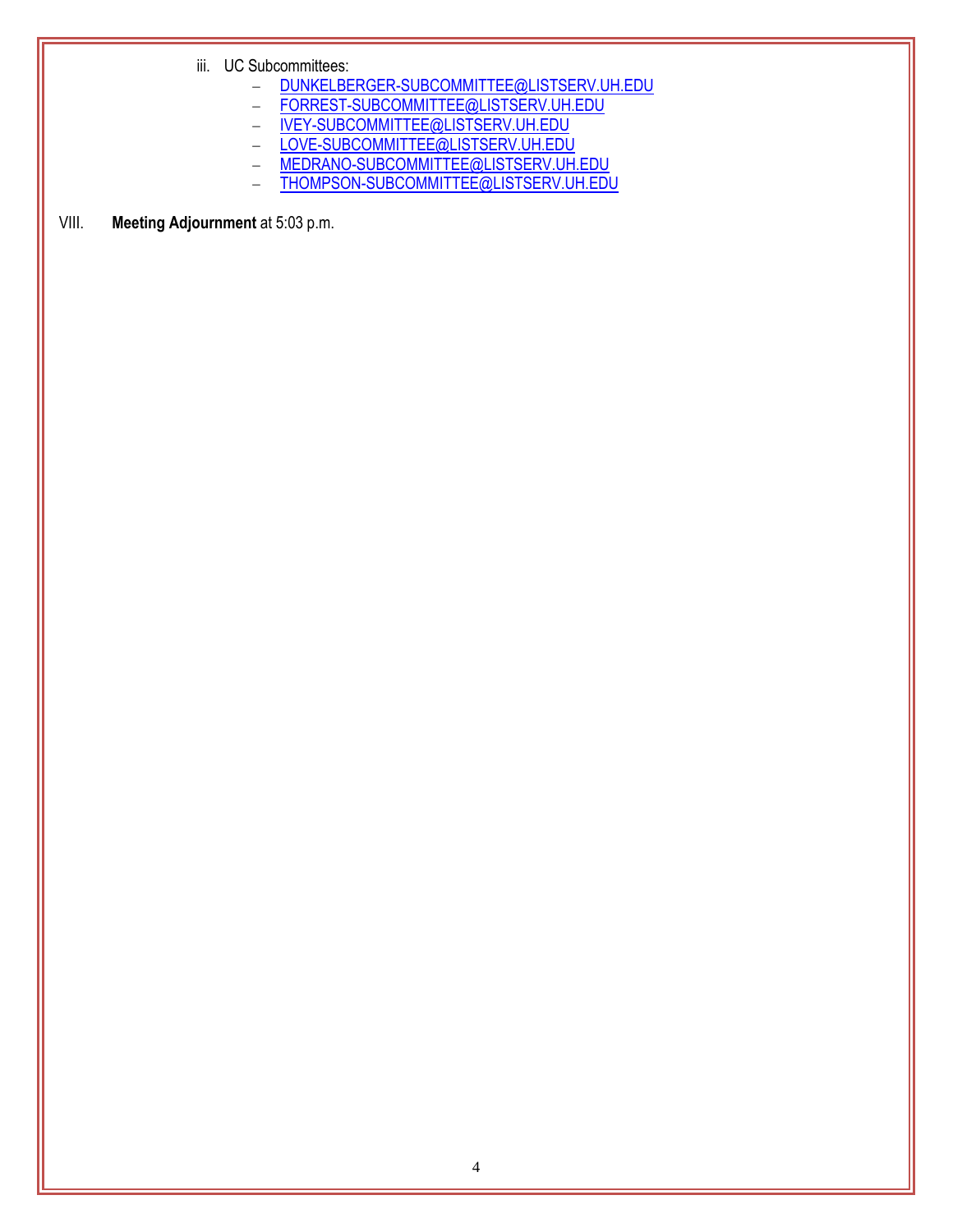iii. UC Subcommittees:
   - DUNKELBERGER-SUBCOMMITTEE@LISTSERV.UH.EDU
   - FORREST-SUBCOMMITTEE@LISTSERV.UH.EDU
   - IVEY-SUBCOMMITTEE@LISTSERV.UH.EDU
   - LOVE-SUBCOMMITTEE@LISTSERV.UH.EDU
   - MEDRANO-SUBCOMMITTEE@LISTSERV.UH.EDU
   - THOMPSON-SUBCOMMITTEE@LISTSERV.UH.EDU

VIII. **Meeting Adjournment** at 5:03 p.m.